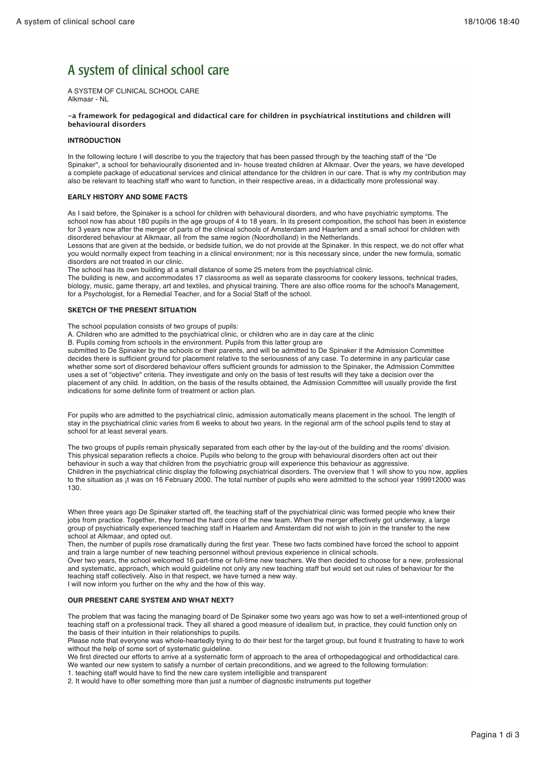# A system of clinical school care

A SYSTEM OF CLINICAL SCHOOL CARE
Alkmaar - NL

**-a framework for pedagogical and didactical care for children in psychíatrical institutions and children will behavioural disorders**

**INTRODUCTION**

In the following lecture I will describe to you the trajectory that has been passed through by the teaching staff of the "De Spinaker", a school for behaviourally disoriented and in- house treated children at Alkmaar. Over the years, we have developed a complete package of educational services and clinical attendance for the children in our care. That is why my contribution may also be relevant to teaching staff who want to function, in their respective areas, in a didactically more professional way.

**EARLY HISTORY AND SOME FACTS**

As I said before, the Spinaker is a school for children with behavioural disorders, and who have psychiatric symptoms. The school now has about 180 pupils in the age groups of 4 to 18 years. In its present composition, the school has been in existence for 3 years now after the merger of parts of the clinical schools of Amsterdam and Haarlem and a small school for children with disordered behaviour at Alkmaar, all from the same region (Noordholland) in the Netherlands.
Lessons that are given at the bedside, or bedside tuition, we do not provide at the Spinaker. In this respect, we do not offer what you would normally expect from teaching in a clinical environment; nor is this necessary since, under the new formula, somatic disorders are not treated in our clinic.
The school has its own building at a small distance of some 25 meters from the psychíatrical clinic.
The building is new, and accommodates 17 classrooms as well as separate classrooms for cookery lessons, technical trades, biology, music, game therapy, art and textiles, and physical training. There are also office rooms for the school's Management, for a Psychologist, for a Remedial Teacher, and for a Social Staff of the school.

**SKETCH OF THE PRESENT SITUATION**

The school population consists of two groups of pupils:
A. Children who are admitted to the psychíatrical clinic, or children who are in day care at the clinic
B. Pupils coming from schools in the environment. Pupils from this latter group are
submitted to De Spinaker by the schools or their parents, and will be admitted to De Spinaker if the Admission Committee decides there is sufficient ground for placement relative to the seriousness of any case. To determine in any particular case whether some sort of disordered behaviour offers sufficient grounds for admission to the Spinaker, the Admission Committee uses a set of "objective" criteria. They investigate and only on the basis of test results will they take a decision over the placement of any child. In addition, on the basis of the results obtained, the Admission Committee will usually provide the first indications for some definite form of treatment or action plan.

For pupils who are admitted to the psychiatrical clinic, admission automatically means placement in the school. The length of stay in the psychiatrical clinic varies from 6 weeks to about two years. In the regional arm of the school pupils tend to stay at school for at least several years.

The two groups of pupils remain physically separated from each other by the lay-out of the building and the rooms' division. This physical separation reflects a choice. Pupils who belong to the group with behavioural disorders often act out their behaviour in such a way that children from the psychiatric group will experience this behaviour as aggressive.
Children in the psychiatrical clinic display the following psychiatrical disorders. The overview that 1 will show to you now, applies to the situation as ¡t was on 16 February 2000. The total number of pupils who were admitted to the school year 199912000 was 130.

When three years ago De Spinaker started off, the teaching staff of the psychiatrical clinic was formed people who knew their jobs from practice. Together, they formed the hard core of the new team. When the merger effectively got underway, a large group of psychiatrically experienced teaching staff in Haarlem and Amsterdam did not wish to join in the transfer to the new school at Alkmaar, and opted out.
Then, the number of pupils rose dramatically during the first year. These two facts combined have forced the school to appoint and train a large number of new teaching personnel without previous experience in clinical schools.
Over two years, the school welcomed 16 part-time or full-time new teachers. We then decided to choose for a new, professional and systematic, approach, which would guideline not only any new teaching staff but would set out rules of behaviour for the teaching staff collectively. Also in that respect, we have turned a new way.
I will now inform you further on the why and the how of this way.

**OUR PRESENT CARE SYSTEM AND WHAT NEXT?**

The problem that was facing the managing board of De Spinaker some two years ago was how to set a well-intentioned group of teaching staff on a professional track. They all shared a good measure of idealism but, in practice, they could function only on the basis of their intuition in their relationships to pupils.
Please note that everyone was whole-heartedly trying to do their best for the target group, but found it frustrating to have to work without the help of some sort of systematic guideline.
We first directed our efforts to arrive at a systematic form of approach to the area of orthopedagogical and orthodidactical care.
We wanted our new system to satisfy a number of certain preconditions, and we agreed to the following formulation:
1. teaching staff would have to find the new care system intelligible and transparent
2. It would have to offer something more than just a number of diagnostic instruments put together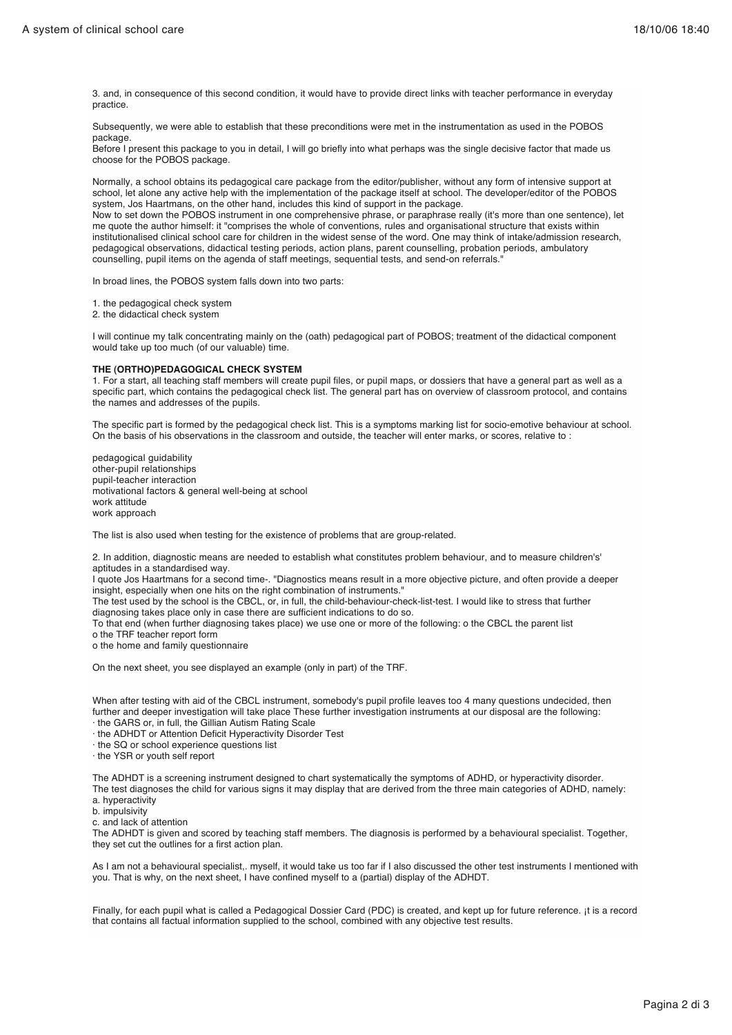3. and, in consequence of this second condition, it would have to provide direct links with teacher performance in everyday practice.

Subsequently, we were able to establish that these preconditions were met in the instrumentation as used in the POBOS package.
Before I present this package to you in detail, I will go briefly into what perhaps was the single decisive factor that made us choose for the POBOS package.

Normally, a school obtains its pedagogical care package from the editor/publisher, without any form of intensive support at school, let alone any active help with the implementation of the package itself at school. The developer/editor of the POBOS system, Jos Haartmans, on the other hand, includes this kind of support in the package.
Now to set down the POBOS instrument in one comprehensive phrase, or paraphrase really (it's more than one sentence), let me quote the author himself: it "comprises the whole of conventions, rules and organisational structure that exists within institutionalised clinical school care for children in the widest sense of the word. One may think of intake/admission research, pedagogical observations, didactical testing periods, action plans, parent counselling, probation periods, ambulatory counselling, pupil items on the agenda of staff meetings, sequential tests, and send-on referrals."

In broad lines, the POBOS system falls down into two parts:

1. the pedagogical check system
2. the didactical check system

I will continue my talk concentrating mainly on the (oath) pedagogical part of POBOS; treatment of the didactical component would take up too much (of our valuable) time.

**THE (ORTHO)PEDAGOGICAL CHECK SYSTEM**

1. For a start, all teaching staff members will create pupil files, or pupil maps, or dossiers that have a general part as well as a specific part, which contains the pedagogical check list. The general part has on overview of classroom protocol, and contains the names and addresses of the pupils.

The specific part is formed by the pedagogical check list. This is a symptoms marking list for socio-emotive behaviour at school. On the basis of his observations in the classroom and outside, the teacher will enter marks, or scores, relative to :

pedagogical guidability
other-pupil relationships
pupil-teacher interaction
motivational factors & general well-being at school
work attitude
work approach

The list is also used when testing for the existence of problems that are group-related.

2. In addition, diagnostic means are needed to establish what constitutes problem behaviour, and to measure children's' aptitudes in a standardised way.
I quote Jos Haartmans for a second time-. "Diagnostics means result in a more objective picture, and often provide a deeper insight, especially when one hits on the right combination of instruments."
The test used by the school is the CBCL, or, in full, the child-behaviour-check-list-test. I would like to stress that further diagnosing takes place only in case there are sufficient indications to do so.
To that end (when further diagnosing takes place) we use one or more of the following:
- the CBCL the parent list
- the TRF teacher report form
- the home and family questionnaire

On the next sheet, you see displayed an example (only in part) of the TRF.

When after testing with aid of the CBCL instrument, somebody's pupil profile leaves too 4 many questions undecided, then further and deeper investigation will take place These further investigation instruments at our disposal are the following:
- the GARS or, in full, the Gillian Autism Rating Scale
- the ADHDT or Attention Deficit Hyperactivity Disorder Test
- the SQ or school experience questions list
- the YSR or youth self report

The ADHDT is a screening instrument designed to chart systematically the symptoms of ADHD, or hyperactivity disorder.
The test diagnoses the child for various signs it may display that are derived from the three main categories of ADHD, namely:
a. hyperactivity
b. impulsivity
c. and lack of attention
The ADHDT is given and scored by teaching staff members. The diagnosis is performed by a behavioural specialist. Together, they set cut the outlines for a first action plan.

As I am not a behavioural specialist,. myself, it would take us too far if I also discussed the other test instruments I mentioned with you. That is why, on the next sheet, I have confined myself to a (partial) display of the ADHDT.

Finally, for each pupil what is called a Pedagogical Dossier Card (PDC) is created, and kept up for future reference. ¡t is a record that contains all factual information supplied to the school, combined with any objective test results.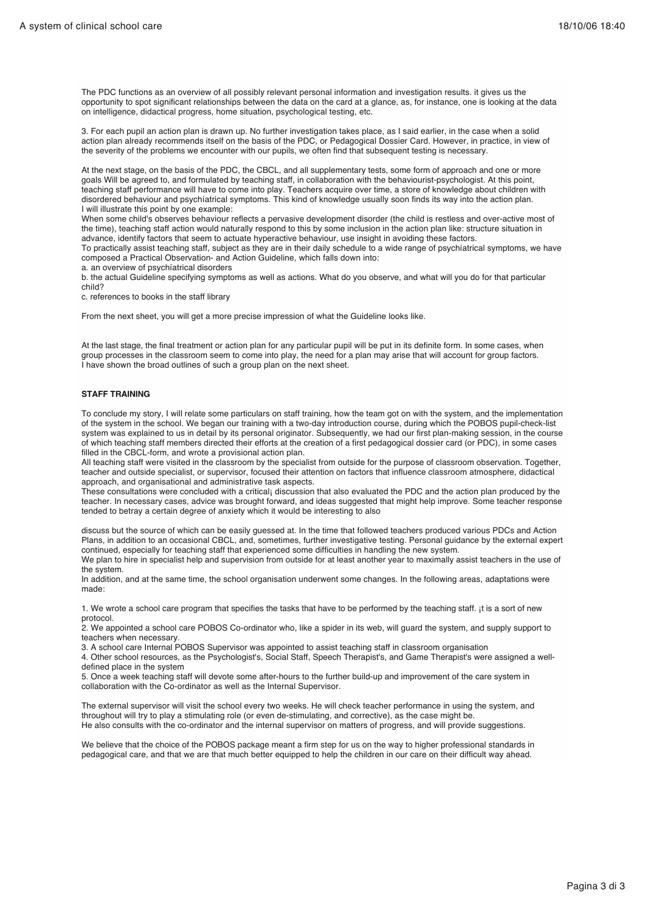The PDC functions as an overview of all possibly relevant personal information and investigation results. it gives us the opportunity to spot significant relationships between the data on the card at a glance, as, for instance, one is looking at the data on intelligence, didactical progress, home situation, psychological testing, etc.

3. For each pupil an action plan is drawn up. No further investigation takes place, as I said earlier, in the case when a solid action plan already recommends itself on the basis of the PDC, or Pedagogical Dossier Card. However, in practice, in view of the severity of the problems we encounter with our pupils, we often find that subsequent testing is necessary.

At the next stage, on the basis of the PDC, the CBCL, and all supplementary tests, some form of approach and one or more goals Will be agreed to, and formulated by teaching staff, in collaboration with the behaviourist-psychologist. At this point, teaching staff performance will have to come into play. Teachers acquire over time, a store of knowledge about children with disordered behaviour and psychíatrical symptoms. This kind of knowledge usually soon finds its way into the action plan.
I will illustrate this point by one example:
When some child's observes behaviour reflects a pervasive development disorder (the child is restless and over-active most of the time), teaching staff action would naturally respond to this by some inclusion in the action plan like: structure situation in advance, identify factors that seem to actuate hyperactive behaviour, use insight in avoiding these factors.
To practically assist teaching staff, subject as they are in their daily schedule to a wide range of psychíatrical symptoms, we have composed a Practical Observation- and Action Guideline, which falls down into:
a. an overview of psychíatrical disorders
b. the actual Guideline specifying symptoms as well as actions. What do you observe, and what will you do for that particular child?
c. references to books in the staff library

From the next sheet, you will get a more precise impression of what the Guideline looks like.

At the last stage, the final treatment or action plan for any particular pupil will be put in its definite form. In some cases, when group processes in the classroom seem to come into play, the need for a plan may arise that will account for group factors.
I have shown the broad outlines of such a group plan on the next sheet.

**STAFF TRAINING**

To conclude my story, I will relate some particulars on staff training, how the team got on with the system, and the implementation of the system in the school. We began our training with a two-day introduction course, during which the POBOS pupil-check-list system was explained to us in detail by its personal originator. Subsequently, we had our first plan-making session, in the course of which teaching staff members directed their efforts at the creation of a first pedagogical dossier card (or PDC), in some cases filled in the CBCL-form, and wrote a provisional action plan.
All teaching staff were visited in the classroom by the specialist from outside for the purpose of classroom observation. Together, teacher and outside specialist, or supervisor, focused their attention on factors that influence classroom atmosphere, didactical approach, and organisational and administrative task aspects.
These consultations were concluded with a critical¡ discussion that also evaluated the PDC and the action plan produced by the teacher. In necessary cases, advice was brought forward, and ideas suggested that might help improve. Some teacher response tended to betray a certain degree of anxiety which it would be interesting to also

discuss but the source of which can be easily guessed at. In the time that followed teachers produced various PDCs and Action Plans, in addition to an occasional CBCL, and, sometimes, further investigative testing. Personal guidance by the external expert continued, especially for teaching staff that experienced some difficulties in handling the new system.
We plan to hire in specialist help and supervision from outside for at least another year to maximally assist teachers in the use of the system.
In addition, and at the same time, the school organisation underwent some changes. In the following areas, adaptations were made:

1. We wrote a school care program that specifies the tasks that have to be performed by the teaching staff. ¡t is a sort of new protocol.
2. We appointed a school care POBOS Co-ordinator who, like a spider in its web, will guard the system, and supply support to teachers when necessary.
3. A school care Internal POBOS Supervisor was appointed to assist teaching staff in classroom organisation
4. Other school resources, as the Psychologist's, Social Staff, Speech Therapist's, and Game Therapist's were assigned a well-defined place in the system
5. Once a week teaching staff will devote some after-hours to the further build-up and improvement of the care system in collaboration with the Co-ordinator as well as the Internal Supervisor.

The external supervisor will visit the school every two weeks. He will check teacher performance in using the system, and throughout will try to play a stimulating role (or even de-stimulating, and corrective), as the case might be.
He also consults with the co-ordinator and the internal supervisor on matters of progress, and will provide suggestions.

We believe that the choice of the POBOS package meant a firm step for us on the way to higher professional standards in pedagogical care, and that we are that much better equipped to help the children in our care on their difficult way ahead.